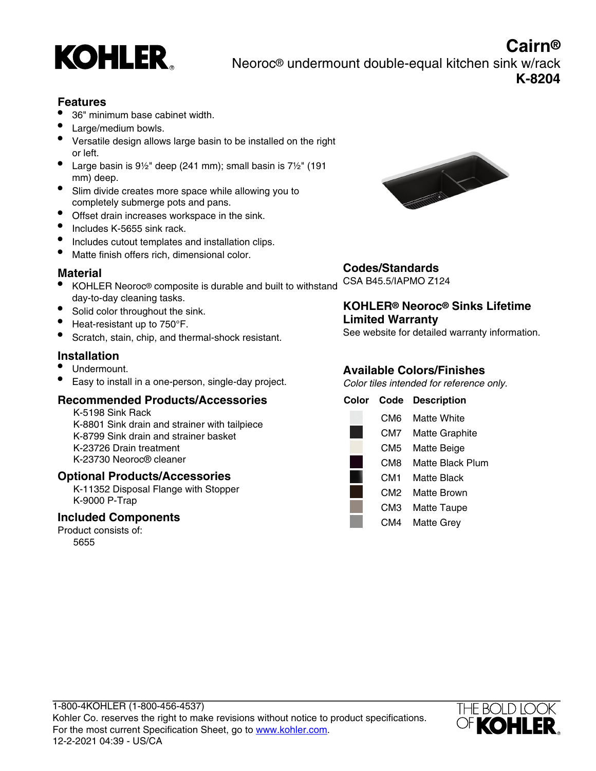# KOHLER

## Cairn®

Neoroc® undermount double-equal kitchen sink w/rack

**K-8204**

### Features

- 36" minimum base cabinet width.
- Large/medium bowls.
- Versatile design allows large basin to be installed on the right or left.
- Large basin is 9½" deep (241 mm); small basin is 7½" (191 mm) deep.
- Slim divide creates more space while allowing you to completely submerge pots and pans.
- Offset drain increases workspace in the sink.
- Includes K-5655 sink rack.
- Includes cutout templates and installation clips.
- Matte finish offers rich, dimensional color.

### Material

- KOHLER Neoroc® composite is durable and built to withstand day-to-day cleaning tasks.
- Solid color throughout the sink.
- Heat-resistant up to 750°F.
- Scratch, stain, chip, and thermal-shock resistant.

### Installation

- Undermount.
- Easy to install in a one-person, single-day project.

### Recommended Products/Accessories

K-5198 Sink Rack
K-8801 Sink drain and strainer with tailpiece
K-8799 Sink drain and strainer basket
K-23726 Drain treatment
K-23730 Neoroc® cleaner

### Optional Products/Accessories

K-11352 Disposal Flange with Stopper
K-9000 P-Trap

### Included Components

Product consists of:
5655

### Codes/Standards

CSA B45.5/IAPMO Z124

### KOHLER® Neoroc® Sinks Lifetime Limited Warranty

See website for detailed warranty information.

### Available Colors/Finishes

*Color tiles intended for reference only.*

| Color | Code | Description |
|---|---|---|
| | CM6 | Matte White |
| | CM7 | Matte Graphite |
| | CM5 | Matte Beige |
| | CM8 | Matte Black Plum |
| | CM1 | Matte Black |
| | CM2 | Matte Brown |
| | CM3 | Matte Taupe |
| | CM4 | Matte Grey |

1-800-4KOHLER (1-800-456-4537)
Kohler Co. reserves the right to make revisions without notice to product specifications.
For the most current Specification Sheet, go to www.kohler.com.
12-2-2021 04:39 - US/CA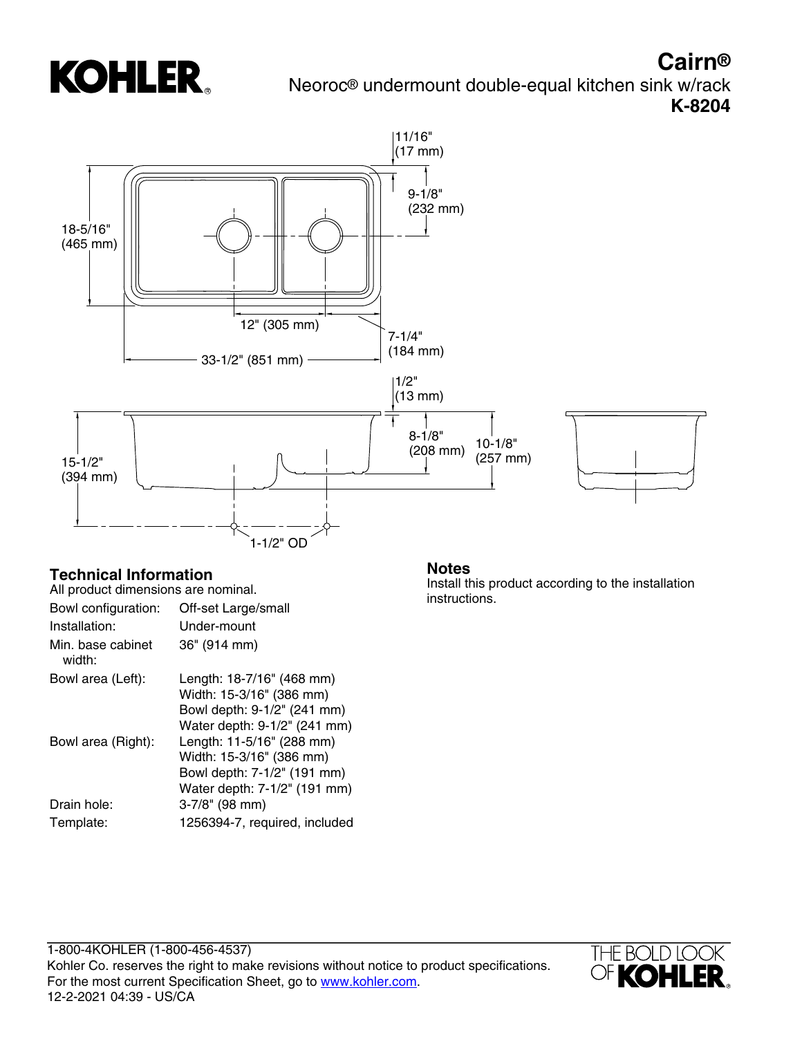# Cairn®

Neoroc® undermount double-equal kitchen sink w/rack

**K-8204**

11/16" (17 mm)

9-1/8" (232 mm)

18-5/16" (465 mm)

12" (305 mm)

7-1/4" (184 mm)

33-1/2" (851 mm)

1/2" (13 mm)

8-1/8" (208 mm)

10-1/8" (257 mm)

15-1/2" (394 mm)

1-1/2" OD

## Technical Information

All product dimensions are nominal.

| | |
|---|---|
| Bowl configuration: | Off-set Large/small |
| Installation: | Under-mount |
| Min. base cabinet width: | 36" (914 mm) |
| Bowl area (Left): | Length: 18-7/16" (468 mm)<br>Width: 15-3/16" (386 mm)<br>Bowl depth: 9-1/2" (241 mm)<br>Water depth: 9-1/2" (241 mm) |
| Bowl area (Right): | Length: 11-5/16" (288 mm)<br>Width: 15-3/16" (386 mm)<br>Bowl depth: 7-1/2" (191 mm)<br>Water depth: 7-1/2" (191 mm) |
| Drain hole: | 3-7/8" (98 mm) |
| Template: | 1256394-7, required, included |

## Notes

Install this product according to the installation instructions.

1-800-4KOHLER (1-800-456-4537)
Kohler Co. reserves the right to make revisions without notice to product specifications.
For the most current Specification Sheet, go to www.kohler.com.
12-2-2021 04:39 - US/CA